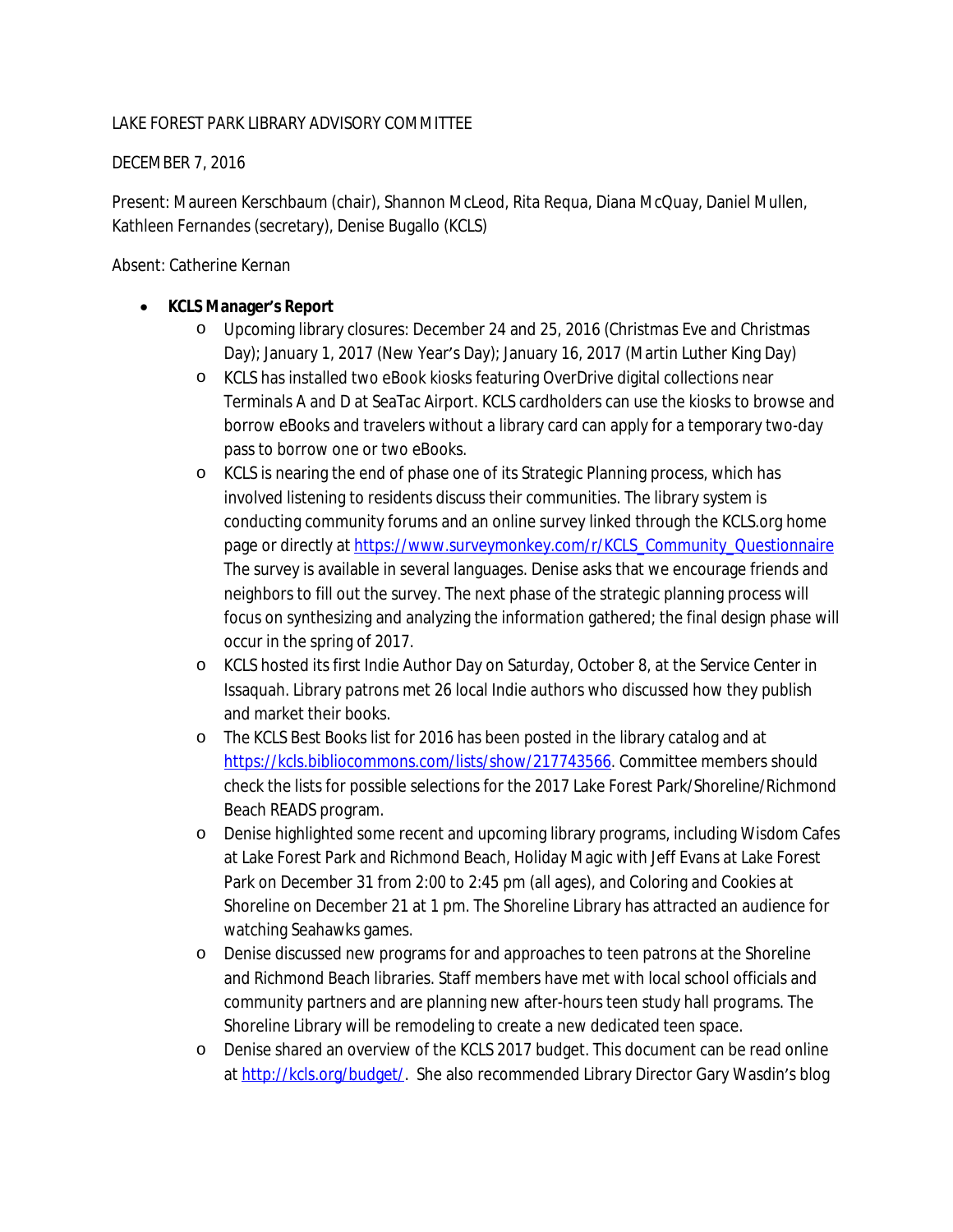LAKE FOREST PARK LIBRARY ADVISORY COMMITTEE

DECEMBER 7, 2016

Present: Maureen Kerschbaum (chair), Shannon McLeod, Rita Requa, Diana McQuay, Daniel Mullen, Kathleen Fernandes (secretary), Denise Bugallo (KCLS)

Absent: Catherine Kernan

- **KCLS Manager's Report**
  - Upcoming library closures: December 24 and 25, 2016 (Christmas Eve and Christmas Day); January 1, 2017 (New Year's Day); January 16, 2017 (Martin Luther King Day)
  - KCLS has installed two eBook kiosks featuring OverDrive digital collections near Terminals A and D at SeaTac Airport. KCLS cardholders can use the kiosks to browse and borrow eBooks and travelers without a library card can apply for a temporary two-day pass to borrow one or two eBooks.
  - KCLS is nearing the end of phase one of its Strategic Planning process, which has involved listening to residents discuss their communities. The library system is conducting community forums and an online survey linked through the KCLS.org home page or directly at https://www.surveymonkey.com/r/KCLS_Community_Questionnaire The survey is available in several languages. Denise asks that we encourage friends and neighbors to fill out the survey. The next phase of the strategic planning process will focus on synthesizing and analyzing the information gathered; the final design phase will occur in the spring of 2017.
  - KCLS hosted its first Indie Author Day on Saturday, October 8, at the Service Center in Issaquah. Library patrons met 26 local Indie authors who discussed how they publish and market their books.
  - The KCLS Best Books list for 2016 has been posted in the library catalog and at https://kcls.bibliocommons.com/lists/show/217743566. Committee members should check the lists for possible selections for the 2017 Lake Forest Park/Shoreline/Richmond Beach READS program.
  - Denise highlighted some recent and upcoming library programs, including Wisdom Cafes at Lake Forest Park and Richmond Beach, Holiday Magic with Jeff Evans at Lake Forest Park on December 31 from 2:00 to 2:45 pm (all ages), and Coloring and Cookies at Shoreline on December 21 at 1 pm. The Shoreline Library has attracted an audience for watching Seahawks games.
  - Denise discussed new programs for and approaches to teen patrons at the Shoreline and Richmond Beach libraries. Staff members have met with local school officials and community partners and are planning new after-hours teen study hall programs. The Shoreline Library will be remodeling to create a new dedicated teen space.
  - Denise shared an overview of the KCLS 2017 budget. This document can be read online at http://kcls.org/budget/. She also recommended Library Director Gary Wasdin's blog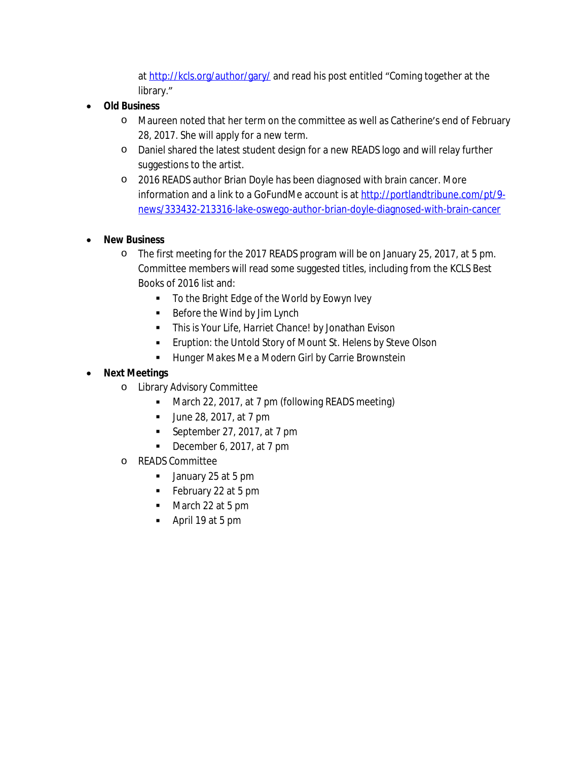at http://kcls.org/author/gary/ and read his post entitled "Coming together at the library."

- **Old Business**
  - Maureen noted that her term on the committee as well as Catherine's end of February 28, 2017. She will apply for a new term.
  - Daniel shared the latest student design for a new READS logo and will relay further suggestions to the artist.
  - 2016 READS author Brian Doyle has been diagnosed with brain cancer. More information and a link to a GoFundMe account is at http://portlandtribune.com/pt/9-news/333432-213316-lake-oswego-author-brian-doyle-diagnosed-with-brain-cancer

- **New Business**
  - The first meeting for the 2017 READS program will be on January 25, 2017, at 5 pm. Committee members will read some suggested titles, including from the KCLS Best Books of 2016 list and:
    - To the Bright Edge of the World by Eowyn Ivey
    - Before the Wind by Jim Lynch
    - This is Your Life, *Harriet Chance!* by Jonathan Evison
    - Eruption: the Untold Story of Mount St. Helens by Steve Olson
    - Hunger Makes Me a Modern Girl by Carrie Brownstein
- **Next Meetings**
  - Library Advisory Committee
    - March 22, 2017, at 7 pm (following READS meeting)
    - June 28, 2017, at 7 pm
    - September 27, 2017, at 7 pm
    - December 6, 2017, at 7 pm
  - READS Committee
    - January 25 at 5 pm
    - February 22 at 5 pm
    - March 22 at 5 pm
    - April 19 at 5 pm